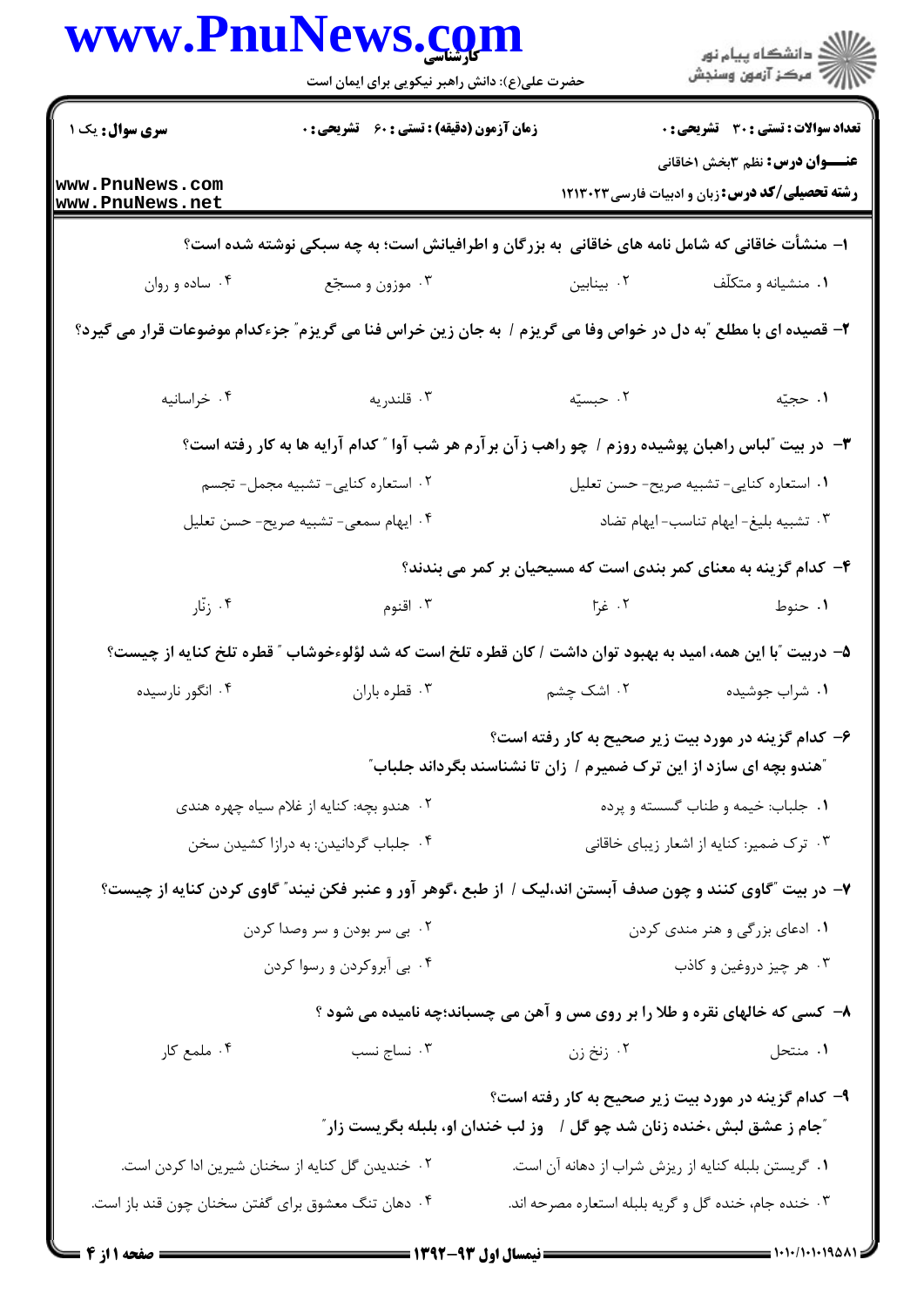**سری سؤال:** یک ۱

**زمان آزمون (دقیقه) : تستی : ۶۰ تشریحی : ۰**

**تعداد سوالات : تستی : ۳۰ تشریحی : ۰**

**عنـــوان درس:** نظم ۳بخش ۱خاقانی

**رشته تحصیلی/کد درس:** زبان و ادبیات فارسی ۱۲۱۳۰۲۳

۱- منشأت خاقانی که شامل نامه های خاقانی به بزرگان و اطرافیانش است؛ به چه سبکی نوشته شده است؟

۱. منشیانه و متکلّف
۲. بینابین
۳. موزون و مسجّع
۴. ساده و روان

۲- قصیده ای با مطلع "به دل در خواص وفا می گریزم / به جان زین خراس فنا می گریزم" جزءکدام موضوعات قرار می گیرد؟

۱. حجیّه
۲. حبسیّه
۳. قلندریه
۴. خراسانیه

۳- در بیت "لباس راهبان پوشیده روزم / چو راهب زآن برآرم هر شب آوا " کدام آرایه ها به کار رفته است؟

۱. استعاره کنایی- تشبیه صریح- حسن تعلیل
۲. استعاره کنایی- تشبیه مجمل- تجسم
۳. تشبیه بلیغ- ایهام تناسب- ایهام تضاد
۴. ایهام سمعی- تشبیه صریح- حسن تعلیل

۴- کدام گزینه به معنای کمر بندی است که مسیحیان بر کمر می بندند؟

۱. حنوط
۲. غزّا
۳. اقنوم
۴. زنّار

۵- دربیت "با این همه، امید به بهبود توان داشت / کان قطره تلخ است که شد لؤلوءخوشاب " قطره تلخ کنایه از چیست؟

۱. شراب جوشیده
۲. اشک چشم
۳. قطره باران
۴. انگور نارسیده

۶- کدام گزینه در مورد بیت زیر صحیح به کار رفته است؟

"هندو بچه ای سازد از این ترک ضمیرم / زان تا نشناسند بگرداند جلباب"

۱. جلباب: خیمه و طناب گسسته و پرده
۲. هندو بچه: کنایه از غلام سیاه چهره هندی
۳. ترک ضمیر: کنایه از اشعار زیبای خاقانی
۴. جلباب گرداندین: به درازا کشیدن سخن

۷- در بیت "گاوی کنند و چون صدف آبستن اند،لیک / از طبع ،گوهر آور و عنبر فکن نیند" گاوی کردن کنایه از چیست؟

۱. ادعای بزرگی و هنر مندی کردن
۲. بی سر بودن و سر وصدا کردن
۳. هر چیز دروغین و کاذب
۴. بی آبروکردن و رسوا کردن

۸- کسی که خالهای نقره و طلا را بر روی مس و آهن می چسباند؛چه نامیده می شود ؟

۱. منتحل
۲. زنخ زن
۳. نساج نسب
۴. ملمع کار

۹- کدام گزینه در مورد بیت زیر صحیح به کار رفته است؟

"جام ز عشق لبش ،خنده زنان شد چو گل / وز لب خندان او، بلبله بگریست زار"

۱. گریستن بلبله کنایه از ریزش شراب از دهانه آن است.
۲. خندیدن گل کنایه از سخنان شیرین ادا کردن است.
۳. خنده جام، خنده گل و گریه بلبله استعاره مصرحه اند.
۴. دهان تنگ معشوق برای گفتن سخنان چون قند باز است.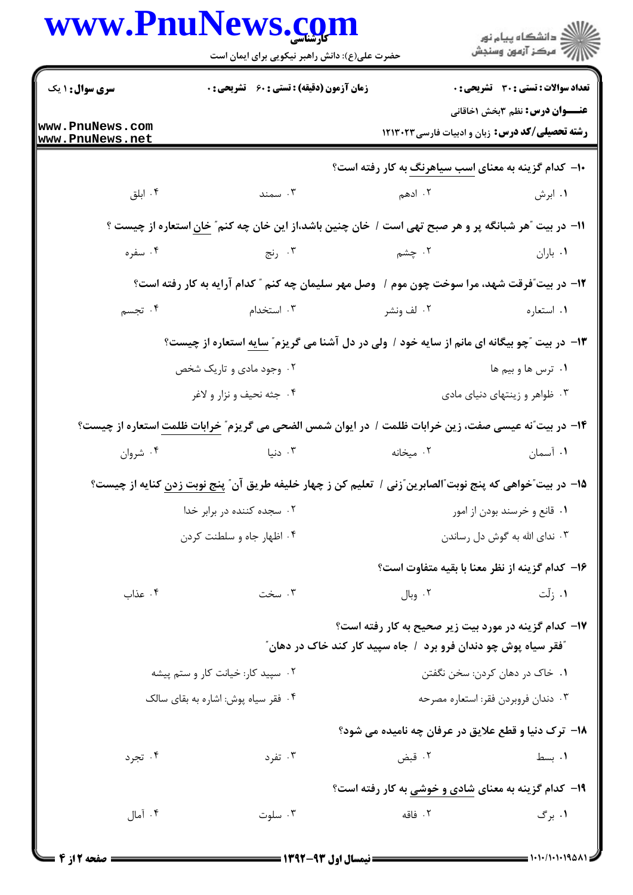**سری سوال:** ۱ یک | **زمان آزمون (دقیقه) : تستی :** ۶۰ **تشریحی :** ۰ | **تعداد سوالات : تستی :** ۳۰ **تشریحی :** ۰

**عنـــوان درس:** نظم ۳بخش اخاقانی

**رشته تحصیلی/کد درس:** زبان و ادبیات فارسی ۱۲۱۳۰۲۳

۱۰- کدام گزینه به معنای اسب سیاهرنگ به کار رفته است؟

۱. ابرش ۲. ادهم ۳. سمند ۴. ابلق

۱۱- در بیت "هر شبانگه پر و هر صبح تهی است / خان چنین باشد،از این خان چه کنم" خان استعاره از چیست ؟

۱. باران ۲. چشم ۳. رنج ۴. سفره

۱۲- در بیت"فرقت شهد، مرا سوخت چون موم / وصل مهر سلیمان چه کنم " کدام آرایه به کار رفته است؟

۱. استعاره ۲. لف ونشر ۳. استخدام ۴. تجسم

۱۳- در بیت "چو بیگانه ای مانم از سایه خود / ولی در دل آشنا می گریزم" سایه استعاره از چیست؟

۱. ترس ها و بیم ها

۲. وجود مادی و تاریک شخص

۳. ظواهر و زینتهای دنیای مادی

۴. جثه نحیف و نزار و لاغر

۱۴- در بیت"نه عیسی صفت، زین خرابات ظلمت / در ایوان شمس الضحی می گریزم" خرابات ظلمت استعاره از چیست؟

۱. آسمان ۲. میخانه ۳. دنیا ۴. شروان

۱۵- در بیت"خواهی که پنج نوبت"الصابرین"زنی / تعلیم کن ز چهار خلیفه طریق آن" پنج نوبت زدن کنایه از چیست؟

۱. قانع و خرسند بودن از امور

۲. سجده کننده در برابر خدا

۳. ندای الله به گوش دل رساندن

۴. اظهار جاه و سلطنت کردن

۱۶- کدام گزینه از نظر معنا با بقیه متفاوت است؟

۱. زلّت ۲. وبال ۳. سخت ۴. عذاب

۱۷- کدام گزینه در مورد بیت زیر صحیح به کار رفته است؟

"فقر سیاه پوش چو دندان فرو برد / جاه سپید کار کند خاک در دهان"

۱. خاک در دهان کردن: سخن نگفتن

۲. سپید کار: خیانت کار و ستم پیشه

۳. دندان فروبردن فقر: استعاره مصرحه

۴. فقر سیاه پوش: اشاره به بقای سالک

۱۸- ترک دنیا و قطع علایق در عرفان چه نامیده می شود؟

۱. بسط ۲. قبض ۳. تفرد ۴. تجرد

۱۹- کدام گزینه به معنای شادی و خوشی به کار رفته است؟

۱. برگ ۲. فاقه ۳. سلوت ۴. آمال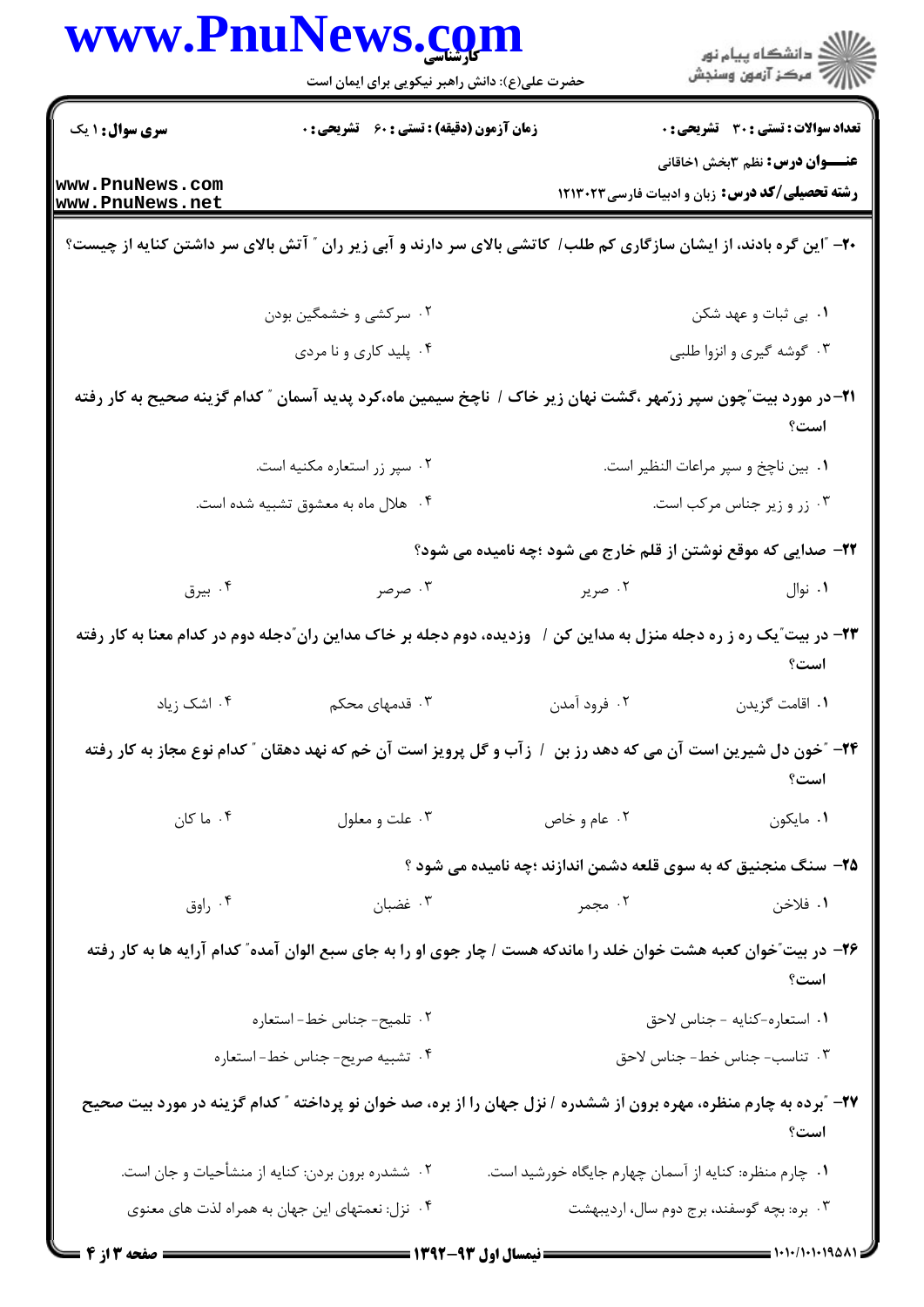| سری سوال: ۱ یک | زمان آزمون (دقیقه) : تستی : ۶۰ تشریحی : ۰ | تعداد سوالات : تستی : ۳۰ تشریحی : ۰ |
|---|---|---|

**عنـــوان درس:** نظم ۳بخش ۱خاقانی

**رشته تحصیلی/کد درس:** زبان و ادبیات فارسی ۱۲۱۳۰۲۳

**۲۰-** "این گره بادند، از ایشان سازگاری کم طلب/ کاتشی بالای سر دارند و آبی زیر ران " آتش بالای سر داشتن کنایه از چیست؟

۱. بی ثبات و عهد شکن

۲. سرکشی و خشمگین بودن

۳. گوشه گیری و انزوا طلبی

۴. پلید کاری و نا مردی

**۲۱-** در مورد بیت"چون سپر زرّمهر ،گشت نهان زیر خاک / ناچخ سیمین ماه،کرد پدید آسمان " کدام گزینه صحیح به کار رفته است؟

۱. بین ناچخ و سپر مراعات النظیر است.

۲. سپر زر استعاره مکنیه است.

۳. زر و زیر جناس مرکب است.

۴. هلال ماه به معشوق تشبیه شده است.

**۲۲-** صدایی که موقع نوشتن از قلم خارج می شود ؛چه نامیده می شود؟

۱. نوال

۲. صریر

۳. صرصر

۴. بیرق

**۲۳-** در بیت"یک ره ز ره دجله منزل به مداین کن / وزدیده، دوم دجله بر خاک مداین ران"دجله دوم در کدام معنا به کار رفته است؟

۱. اقامت گزیدن

۲. فرود آمدن

۳. قدمهای محکم

۴. اشک زیاد

**۲۴-** "خون دل شیرین است آن می که دهد رز بن / زآب و گل پرویز است آن خم که نهد دهقان " کدام نوع مجاز به کار رفته است؟

۱. مایکون

۲. عام و خاص

۳. علت و معلول

۴. ما کان

**۲۵-** سنگ منجنیق که به سوی قلعه دشمن اندازند ؛چه نامیده می شود ؟

۱. فلاخن

۲. مجمر

۳. غضبان

۴. راوق

**۲۶-** در بیت"خوان کعبه هشت خوان خلد را ماندکه هست / چار جوی او را به جای سبع الوان آمده" کدام آرایه ها به کار رفته است؟

۱. استعاره-کنایه - جناس لاحق

۲. تلمیح- جناس خط- استعاره

۳. تناسب- جناس خط- جناس لاحق

۴. تشبیه صریح- جناس خط- استعاره

**۲۷-** "برده به چارم منظره، مهره برون از ششدره / نزل جهان را از بره، صد خوان نو پرداخته " کدام گزینه در مورد بیت صحیح است؟

۱. چارم منظره: کنایه از آسمان چهارم جایگاه خورشید است.

۲. ششدره برون بردن: کنایه از منشأحیات و جان است.

۳. بره: بچه گوسفند، برج دوم سال، اردیبهشت

۴. نزل: نعمتهای این جهان به همراه لذت های معنوی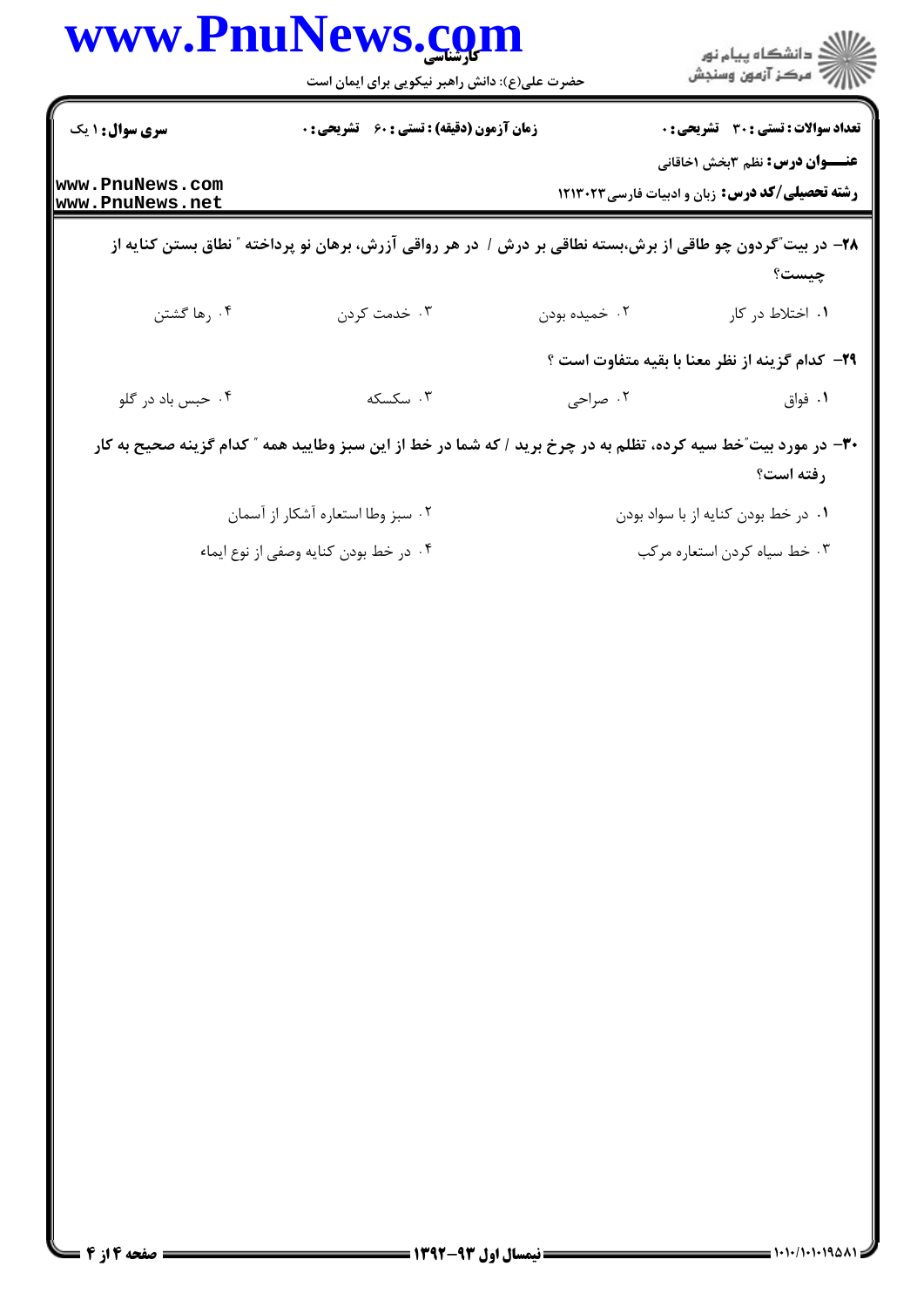۲۸- در بیت "گردون چو طاقی از برش،بسته نطاقی بر درش / در هر رواقی آزرش، برهان نو پرداخته " نطاق بستن کنایه از چیست؟

۱. اختلاط در کار
۲. خمیده بودن
۳. خدمت کردن
۴. رها گشتن

۲۹- کدام گزینه از نظر معنا با بقیه متفاوت است ؟

۱. فواق
۲. صراحی
۳. سکسکه
۴. حبس باد در گلو

۳۰- در مورد بیت "خط سیه کرده، تظلم به در چرخ برید / که شما در خط از این سبز وطایید همه " کدام گزینه صحیح به کار رفته است؟

۱. در خط بودن کنایه از با سواد بودن
۲. سبز وطا استعاره آشکار از آسمان
۳. خط سیاه کردن استعاره مرکب
۴. در خط بودن کنایه وصفی از نوع ایماء